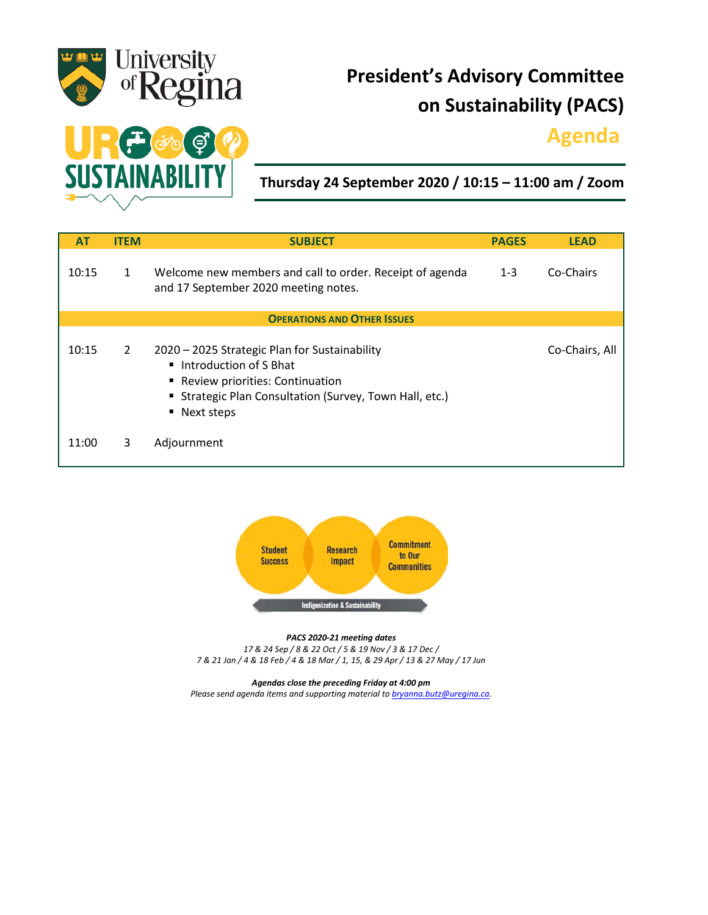# President's Advisory Committee on Sustainability (PACS)

## Agenda

**Thursday 24 September 2020 / 10:15 – 11:00 am / Zoom**

| AT | ITEM | SUBJECT | PAGES | LEAD |
|---|---|---|---|---|
| 10:15 | 1 | Welcome new members and call to order. Receipt of agenda and 17 September 2020 meeting notes. | 1-3 | Co-Chairs |
| | | **OPERATIONS AND OTHER ISSUES** | | |
| 10:15 | 2 | 2020 – 2025 Strategic Plan for Sustainability<br>▪ Introduction of S Bhat<br>▪ Review priorities: Continuation<br>▪ Strategic Plan Consultation (Survey, Town Hall, etc.)<br>▪ Next steps | | Co-Chairs, All |
| 11:00 | 3 | Adjournment | | |

Student Success | Research Impact | Commitment to Our Communities

Indigenization & Sustainability

***PACS 2020-21 meeting dates***

*17 & 24 Sep / 8 & 22 Oct / 5 & 19 Nov / 3 & 17 Dec /*
*7 & 21 Jan / 4 & 18 Feb / 4 & 18 Mar / 1, 15, & 29 Apr / 13 & 27 May / 17 Jun*

***Agendas close the preceding Friday at 4:00 pm***

*Please send agenda items and supporting material to bryanna.butz@uregina.ca.*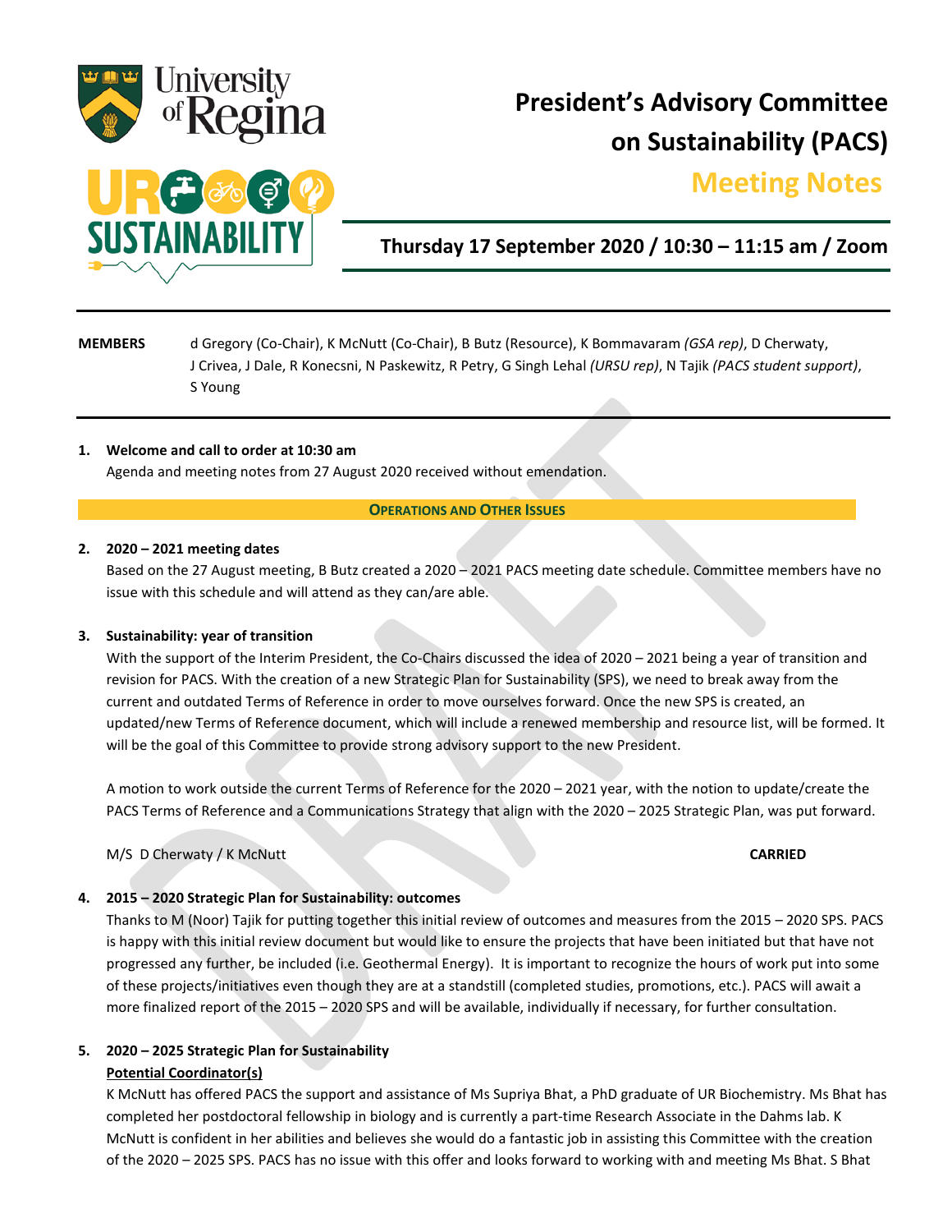# President's Advisory Committee on Sustainability (PACS)

## Meeting Notes

**Thursday 17 September 2020 / 10:30 – 11:15 am / Zoom**

---

**MEMBERS** d Gregory (Co-Chair), K McNutt (Co-Chair), B Butz (Resource), K Bommavaram *(GSA rep)*, D Cherwaty, J Crivea, J Dale, R Konecsni, N Paskewitz, R Petry, G Singh Lehal *(URSU rep)*, N Tajik *(PACS student support)*, S Young

---

1. **Welcome and call to order at 10:30 am**
   Agenda and meeting notes from 27 August 2020 received without emendation.

**OPERATIONS AND OTHER ISSUES**

2. **2020 – 2021 meeting dates**
   Based on the 27 August meeting, B Butz created a 2020 – 2021 PACS meeting date schedule. Committee members have no issue with this schedule and will attend as they can/are able.

3. **Sustainability: year of transition**
   With the support of the Interim President, the Co-Chairs discussed the idea of 2020 – 2021 being a year of transition and revision for PACS. With the creation of a new Strategic Plan for Sustainability (SPS), we need to break away from the current and outdated Terms of Reference in order to move ourselves forward. Once the new SPS is created, an updated/new Terms of Reference document, which will include a renewed membership and resource list, will be formed. It will be the goal of this Committee to provide strong advisory support to the new President.

   A motion to work outside the current Terms of Reference for the 2020 – 2021 year, with the notion to update/create the PACS Terms of Reference and a Communications Strategy that align with the 2020 – 2025 Strategic Plan, was put forward.

   M/S D Cherwaty / K McNutt **CARRIED**

4. **2015 – 2020 Strategic Plan for Sustainability: outcomes**
   Thanks to M (Noor) Tajik for putting together this initial review of outcomes and measures from the 2015 – 2020 SPS. PACS is happy with this initial review document but would like to ensure the projects that have been initiated but that have not progressed any further, be included (i.e. Geothermal Energy). It is important to recognize the hours of work put into some of these projects/initiatives even though they are at a standstill (completed studies, promotions, etc.). PACS will await a more finalized report of the 2015 – 2020 SPS and will be available, individually if necessary, for further consultation.

5. **2020 – 2025 Strategic Plan for Sustainability**
   **Potential Coordinator(s)**
   K McNutt has offered PACS the support and assistance of Ms Supriya Bhat, a PhD graduate of UR Biochemistry. Ms Bhat has completed her postdoctoral fellowship in biology and is currently a part-time Research Associate in the Dahms lab. K McNutt is confident in her abilities and believes she would do a fantastic job in assisting this Committee with the creation of the 2020 – 2025 SPS. PACS has no issue with this offer and looks forward to working with and meeting Ms Bhat. S Bhat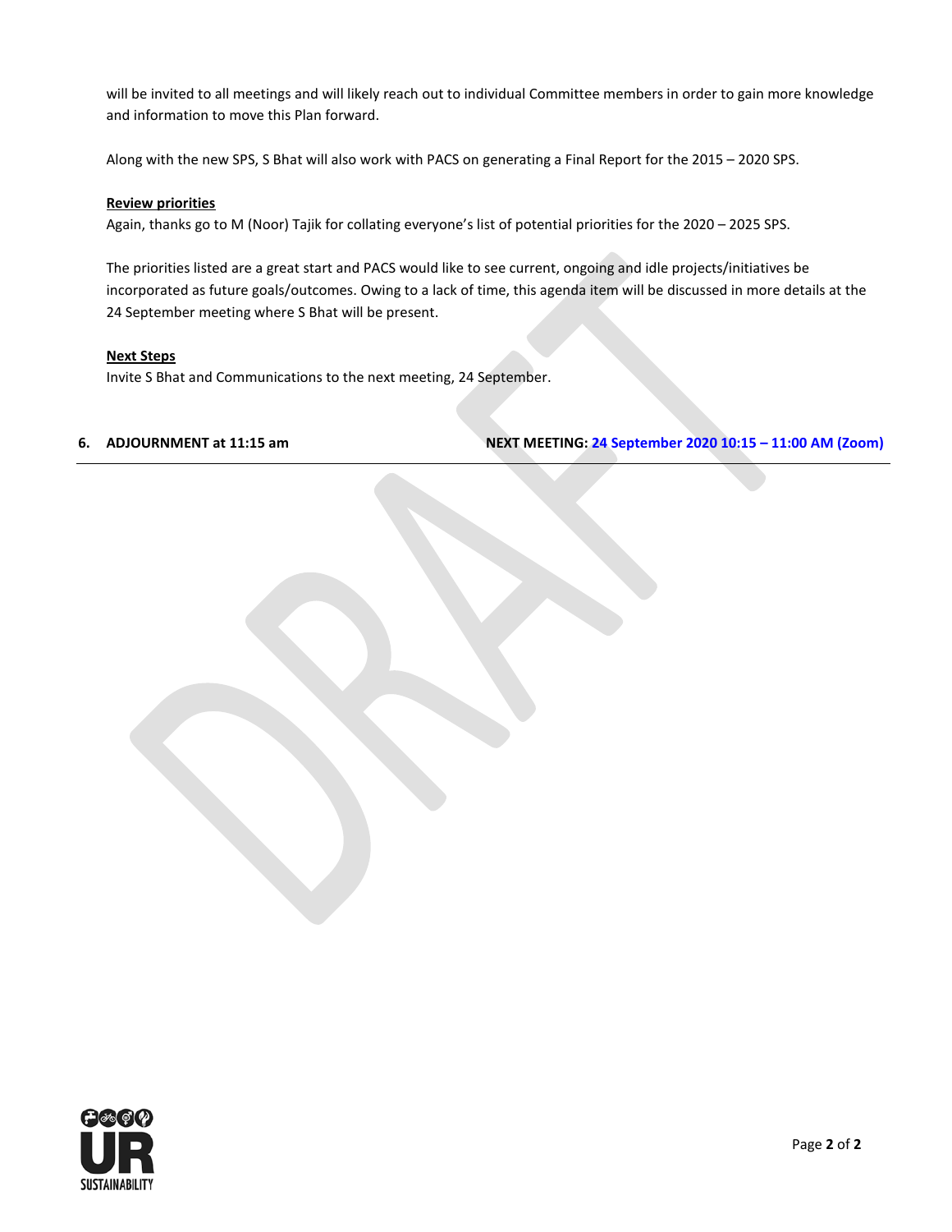will be invited to all meetings and will likely reach out to individual Committee members in order to gain more knowledge and information to move this Plan forward.

Along with the new SPS, S Bhat will also work with PACS on generating a Final Report for the 2015 – 2020 SPS.

**Review priorities**

Again, thanks go to M (Noor) Tajik for collating everyone's list of potential priorities for the 2020 – 2025 SPS.

The priorities listed are a great start and PACS would like to see current, ongoing and idle projects/initiatives be incorporated as future goals/outcomes. Owing to a lack of time, this agenda item will be discussed in more details at the 24 September meeting where S Bhat will be present.

**Next Steps**

Invite S Bhat and Communications to the next meeting, 24 September.

**6. ADJOURNMENT at 11:15 am** **NEXT MEETING: 24 September 2020 10:15 – 11:00 AM (Zoom)**

---